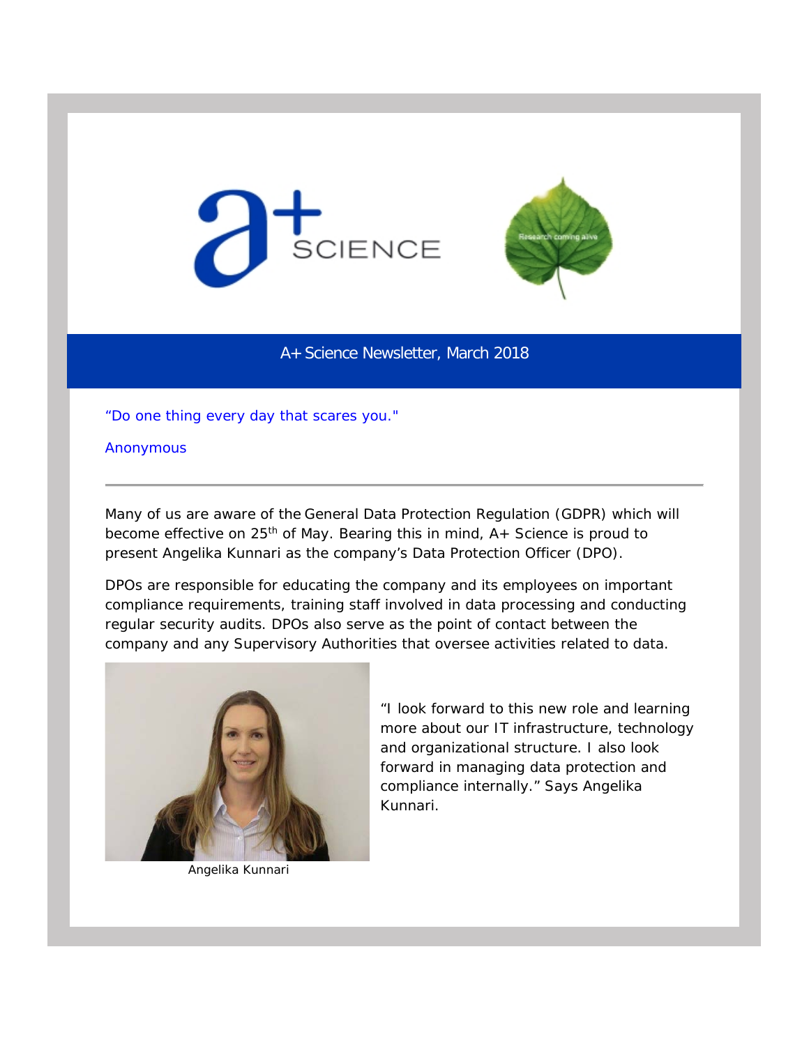A+ Science Newsletter, March 2018

"Do one thing every day that scares you."

Anonymous

---

Many of us are aware of the General Data Protection Regulation (GDPR) which will become effective on 25th of May. Bearing this in mind, A+ Science is proud to present Angelika Kunnari as the company's Data Protection Officer (DPO).

DPOs are responsible for educating the company and its employees on important compliance requirements, training staff involved in data processing and conducting regular security audits. DPOs also serve as the point of contact between the company and any Supervisory Authorities that oversee activities related to data.

"I look forward to this new role and learning more about our IT infrastructure, technology and organizational structure. I also look forward in managing data protection and compliance internally." Says Angelika Kunnari.

Angelika Kunnari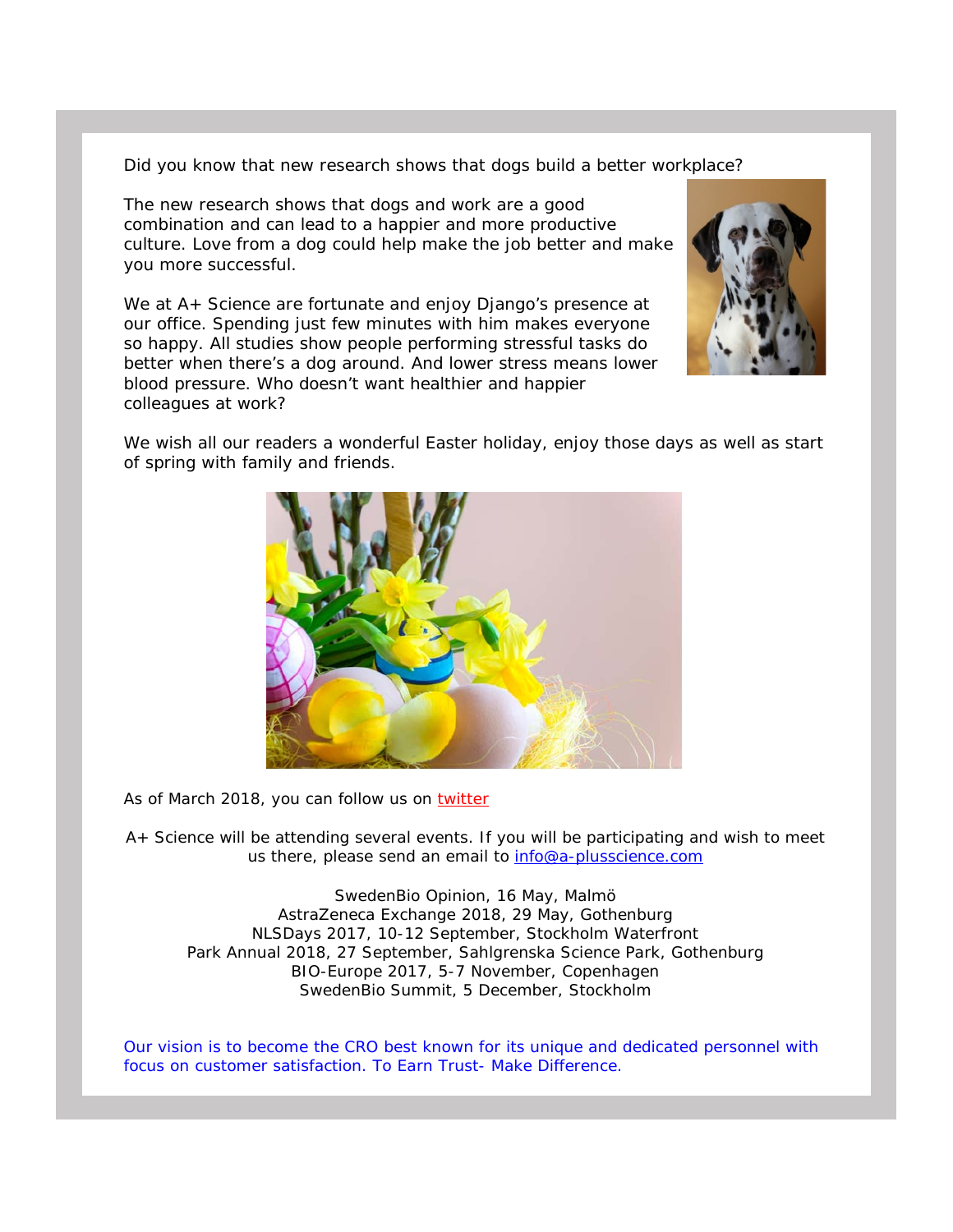Did you know that new research shows that dogs build a better workplace?

The new research shows that dogs and work are a good combination and can lead to a happier and more productive culture. Love from a dog could help make the job better and make you more successful.

We at A+ Science are fortunate and enjoy Django's presence at our office. Spending just few minutes with him makes everyone so happy. All studies show people performing stressful tasks do better when there's a dog around. And lower stress means lower blood pressure. Who doesn't want healthier and happier colleagues at work?

We wish all our readers a wonderful Easter holiday, enjoy those days as well as start of spring with family and friends.

As of March 2018, you can follow us on twitter

A+ Science will be attending several events. If you will be participating and wish to meet us there, please send an email to info@a-plusscience.com

SwedenBio Opinion, 16 May, Malmö
AstraZeneca Exchange 2018, 29 May, Gothenburg
NLSDays 2017, 10-12 September, Stockholm Waterfront
Park Annual 2018, 27 September, Sahlgrenska Science Park, Gothenburg
BIO-Europe 2017, 5-7 November, Copenhagen
SwedenBio Summit, 5 December, Stockholm

Our vision is to become the CRO best known for its unique and dedicated personnel with focus on customer satisfaction. To Earn Trust- Make Difference.